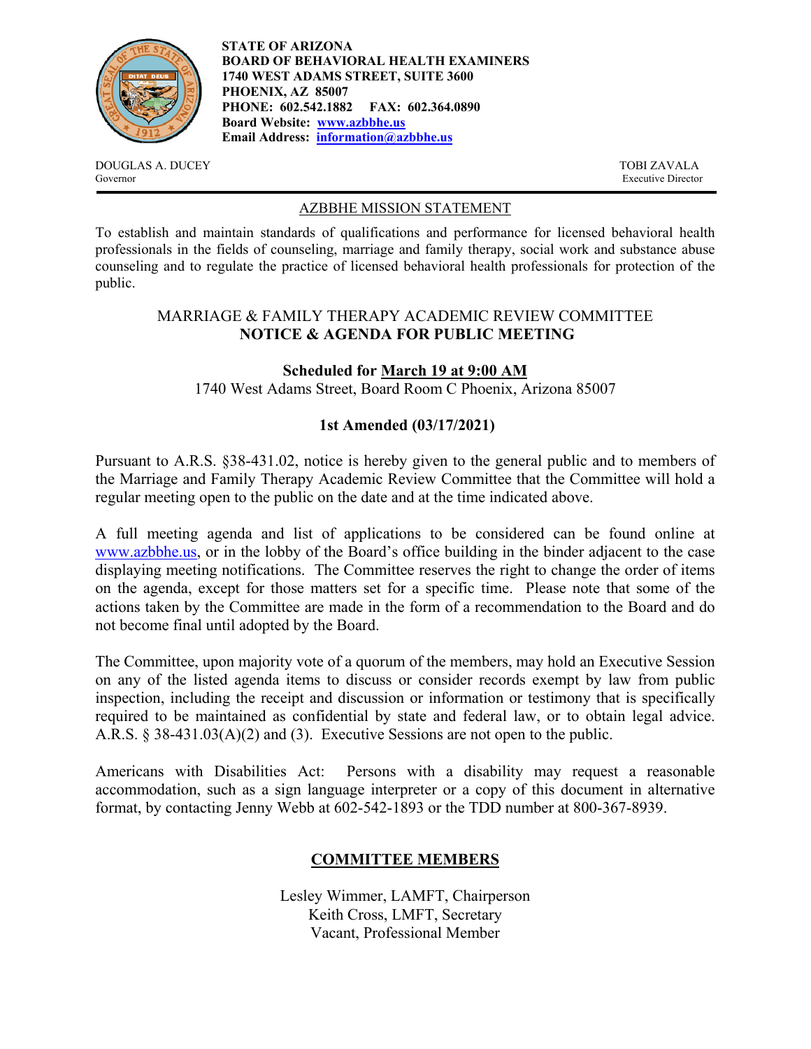**STATE OF ARIZONA**
**BOARD OF BEHAVIORAL HEALTH EXAMINERS**
**1740 WEST ADAMS STREET, SUITE 3600**
**PHOENIX, AZ 85007**
**PHONE: 602.542.1882 FAX: 602.364.0890**
**Board Website: [www.azbbhe.us](http://www.azbbhe.us)**
**Email Address: [information@azbbhe.us](mailto:information@azbbhe.us)**

DOUGLAS A. DUCEY
Governor

TOBI ZAVALA
Executive Director

## AZBBHE MISSION STATEMENT

To establish and maintain standards of qualifications and performance for licensed behavioral health professionals in the fields of counseling, marriage and family therapy, social work and substance abuse counseling and to regulate the practice of licensed behavioral health professionals for protection of the public.

## MARRIAGE & FAMILY THERAPY ACADEMIC REVIEW COMMITTEE
## NOTICE & AGENDA FOR PUBLIC MEETING

**Scheduled for March 19 at 9:00 AM**
1740 West Adams Street, Board Room C Phoenix, Arizona 85007

**1st Amended (03/17/2021)**

Pursuant to A.R.S. §38-431.02, notice is hereby given to the general public and to members of the Marriage and Family Therapy Academic Review Committee that the Committee will hold a regular meeting open to the public on the date and at the time indicated above.

A full meeting agenda and list of applications to be considered can be found online at [www.azbbhe.us](http://www.azbbhe.us), or in the lobby of the Board's office building in the binder adjacent to the case displaying meeting notifications. The Committee reserves the right to change the order of items on the agenda, except for those matters set for a specific time. Please note that some of the actions taken by the Committee are made in the form of a recommendation to the Board and do not become final until adopted by the Board.

The Committee, upon majority vote of a quorum of the members, may hold an Executive Session on any of the listed agenda items to discuss or consider records exempt by law from public inspection, including the receipt and discussion or information or testimony that is specifically required to be maintained as confidential by state and federal law, or to obtain legal advice. A.R.S. § 38-431.03(A)(2) and (3). Executive Sessions are not open to the public.

Americans with Disabilities Act: Persons with a disability may request a reasonable accommodation, such as a sign language interpreter or a copy of this document in alternative format, by contacting Jenny Webb at 602-542-1893 or the TDD number at 800-367-8939.

## COMMITTEE MEMBERS

Lesley Wimmer, LAMFT, Chairperson
Keith Cross, LMFT, Secretary
Vacant, Professional Member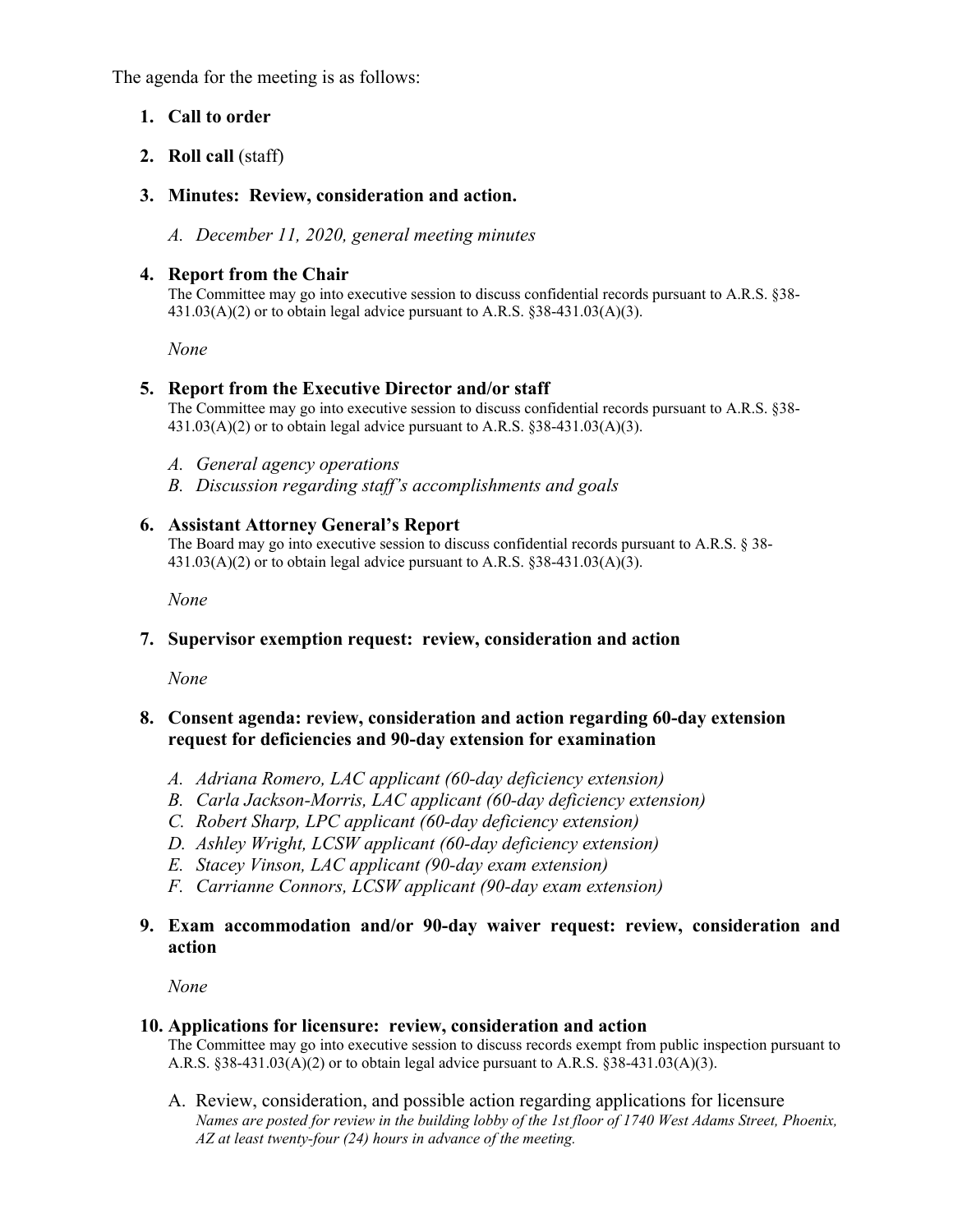The agenda for the meeting is as follows:

1. **Call to order**
2. **Roll call** (staff)
3. **Minutes: Review, consideration and action.**

   A. *December 11, 2020, general meeting minutes*

4. **Report from the Chair**
   The Committee may go into executive session to discuss confidential records pursuant to A.R.S. §38-431.03(A)(2) or to obtain legal advice pursuant to A.R.S. §38-431.03(A)(3).

   *None*

5. **Report from the Executive Director and/or staff**
   The Committee may go into executive session to discuss confidential records pursuant to A.R.S. §38-431.03(A)(2) or to obtain legal advice pursuant to A.R.S. §38-431.03(A)(3).

   A. *General agency operations*
   B. *Discussion regarding staff's accomplishments and goals*

6. **Assistant Attorney General's Report**
   The Board may go into executive session to discuss confidential records pursuant to A.R.S. § 38-431.03(A)(2) or to obtain legal advice pursuant to A.R.S. §38-431.03(A)(3).

   *None*

7. **Supervisor exemption request: review, consideration and action**

   *None*

8. **Consent agenda: review, consideration and action regarding 60-day extension request for deficiencies and 90-day extension for examination**

   A. *Adriana Romero, LAC applicant (60-day deficiency extension)*
   B. *Carla Jackson-Morris, LAC applicant (60-day deficiency extension)*
   C. *Robert Sharp, LPC applicant (60-day deficiency extension)*
   D. *Ashley Wright, LCSW applicant (60-day deficiency extension)*
   E. *Stacey Vinson, LAC applicant (90-day exam extension)*
   F. *Carrianne Connors, LCSW applicant (90-day exam extension)*

9. **Exam accommodation and/or 90-day waiver request: review, consideration and action**

   *None*

10. **Applications for licensure: review, consideration and action**
    The Committee may go into executive session to discuss records exempt from public inspection pursuant to A.R.S. §38-431.03(A)(2) or to obtain legal advice pursuant to A.R.S. §38-431.03(A)(3).

    A. Review, consideration, and possible action regarding applications for licensure
    *Names are posted for review in the building lobby of the 1st floor of 1740 West Adams Street, Phoenix, AZ at least twenty-four (24) hours in advance of the meeting.*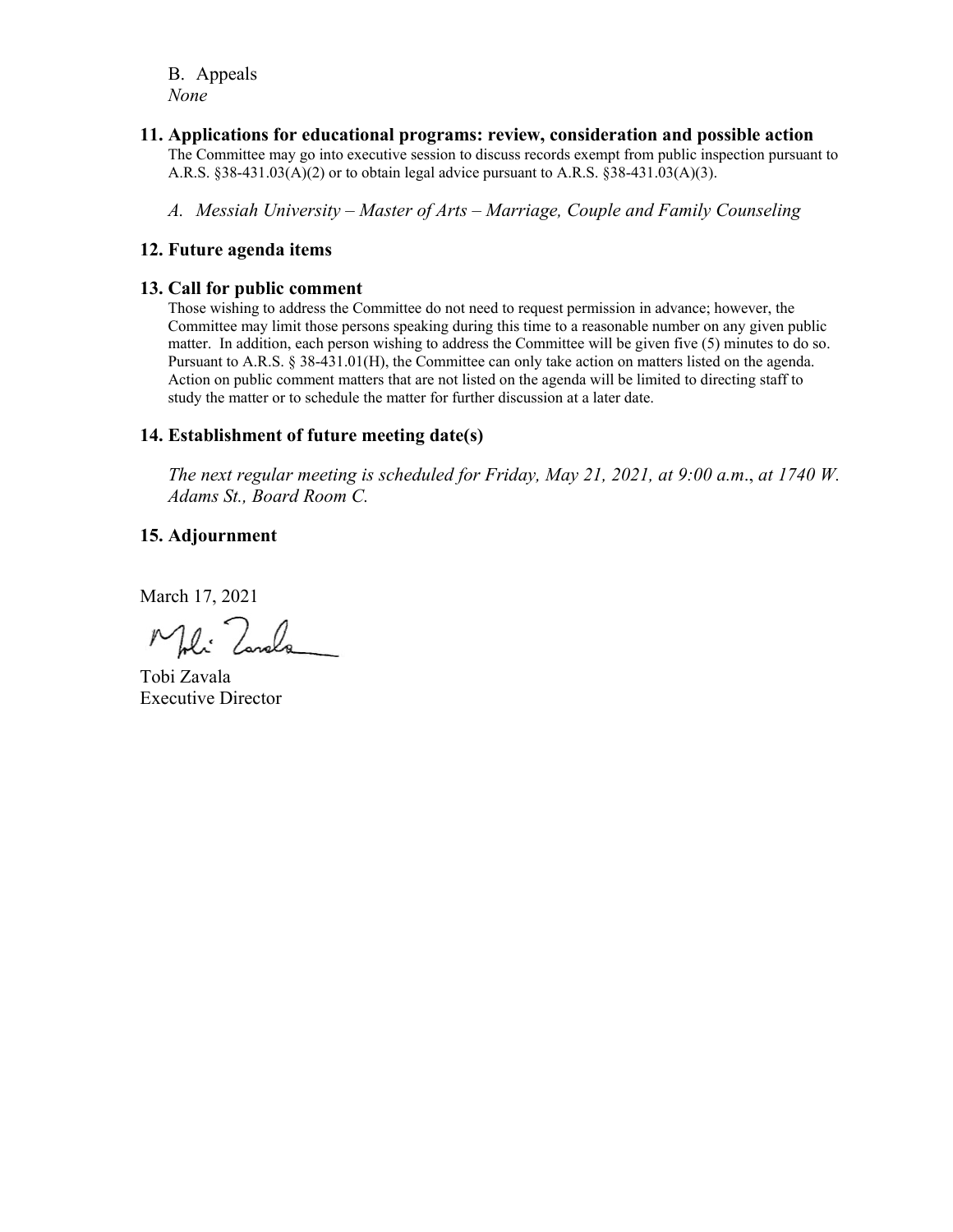B. Appeals
*None*

## 11. Applications for educational programs: review, consideration and possible action

The Committee may go into executive session to discuss records exempt from public inspection pursuant to A.R.S. §38-431.03(A)(2) or to obtain legal advice pursuant to A.R.S. §38-431.03(A)(3).

*A. Messiah University – Master of Arts – Marriage, Couple and Family Counseling*

## 12. Future agenda items

## 13. Call for public comment

Those wishing to address the Committee do not need to request permission in advance; however, the Committee may limit those persons speaking during this time to a reasonable number on any given public matter. In addition, each person wishing to address the Committee will be given five (5) minutes to do so. Pursuant to A.R.S. § 38-431.01(H), the Committee can only take action on matters listed on the agenda. Action on public comment matters that are not listed on the agenda will be limited to directing staff to study the matter or to schedule the matter for further discussion at a later date.

## 14. Establishment of future meeting date(s)

*The next regular meeting is scheduled for Friday, May 21, 2021, at 9:00 a.m., at 1740 W. Adams St., Board Room C.*

## 15. Adjournment

March 17, 2021

Tobi Zavala
Executive Director